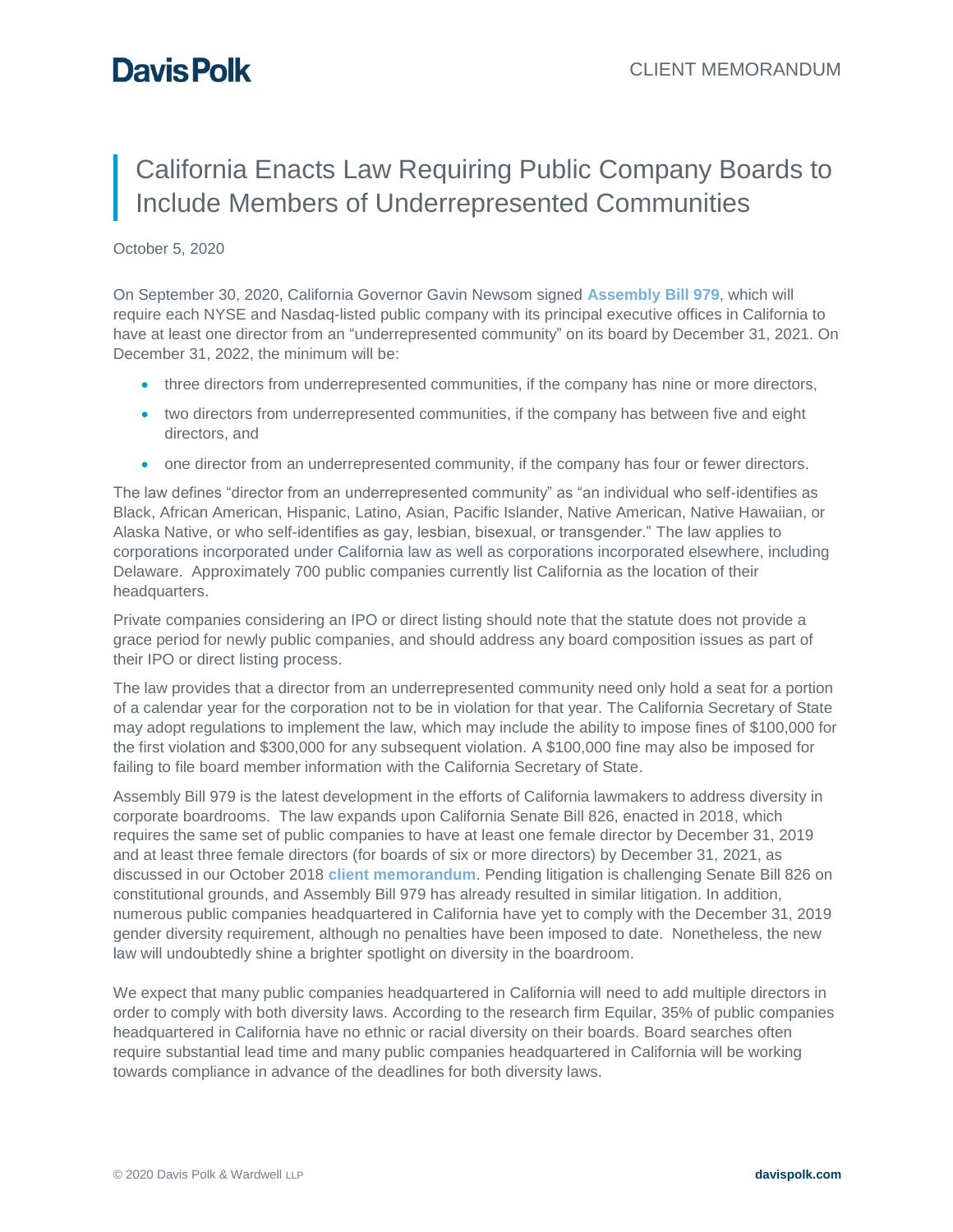# California Enacts Law Requiring Public Company Boards to Include Members of Underrepresented Communities

October 5, 2020

On September 30, 2020, California Governor Gavin Newsom signed **Assembly Bill 979**, which will require each NYSE and Nasdaq-listed public company with its principal executive offices in California to have at least one director from an "underrepresented community" on its board by December 31, 2021. On December 31, 2022, the minimum will be:

- three directors from underrepresented communities, if the company has nine or more directors,
- two directors from underrepresented communities, if the company has between five and eight directors, and
- one director from an underrepresented community, if the company has four or fewer directors.

The law defines "director from an underrepresented community" as "an individual who self-identifies as Black, African American, Hispanic, Latino, Asian, Pacific Islander, Native American, Native Hawaiian, or Alaska Native, or who self-identifies as gay, lesbian, bisexual, or transgender." The law applies to corporations incorporated under California law as well as corporations incorporated elsewhere, including Delaware. Approximately 700 public companies currently list California as the location of their headquarters.

Private companies considering an IPO or direct listing should note that the statute does not provide a grace period for newly public companies, and should address any board composition issues as part of their IPO or direct listing process.

The law provides that a director from an underrepresented community need only hold a seat for a portion of a calendar year for the corporation not to be in violation for that year. The California Secretary of State may adopt regulations to implement the law, which may include the ability to impose fines of $100,000 for the first violation and $300,000 for any subsequent violation. A $100,000 fine may also be imposed for failing to file board member information with the California Secretary of State.

Assembly Bill 979 is the latest development in the efforts of California lawmakers to address diversity in corporate boardrooms. The law expands upon California Senate Bill 826, enacted in 2018, which requires the same set of public companies to have at least one female director by December 31, 2019 and at least three female directors (for boards of six or more directors) by December 31, 2021, as discussed in our October 2018 **client memorandum**. Pending litigation is challenging Senate Bill 826 on constitutional grounds, and Assembly Bill 979 has already resulted in similar litigation. In addition, numerous public companies headquartered in California have yet to comply with the December 31, 2019 gender diversity requirement, although no penalties have been imposed to date. Nonetheless, the new law will undoubtedly shine a brighter spotlight on diversity in the boardroom.

We expect that many public companies headquartered in California will need to add multiple directors in order to comply with both diversity laws. According to the research firm Equilar, 35% of public companies headquartered in California have no ethnic or racial diversity on their boards. Board searches often require substantial lead time and many public companies headquartered in California will be working towards compliance in advance of the deadlines for both diversity laws.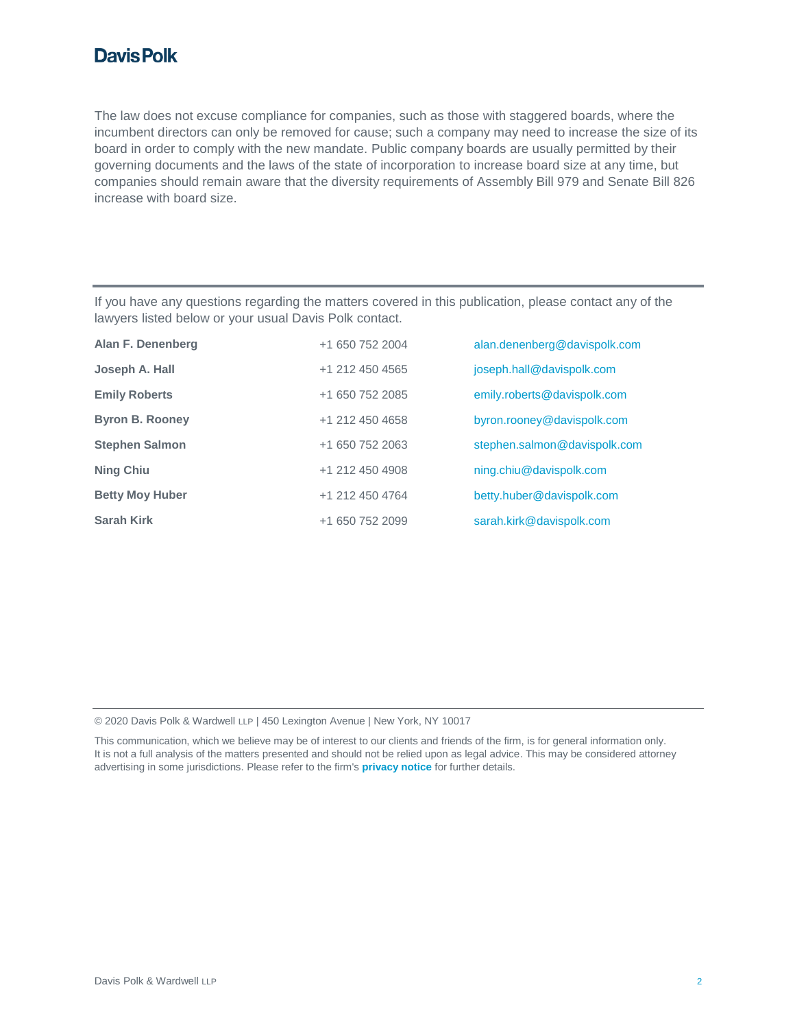The law does not excuse compliance for companies, such as those with staggered boards, where the incumbent directors can only be removed for cause; such a company may need to increase the size of its board in order to comply with the new mandate. Public company boards are usually permitted by their governing documents and the laws of the state of incorporation to increase board size at any time, but companies should remain aware that the diversity requirements of Assembly Bill 979 and Senate Bill 826 increase with board size.

---

If you have any questions regarding the matters covered in this publication, please contact any of the lawyers listed below or your usual Davis Polk contact.

| | | |
|---|---|---|
| **Alan F. Denenberg** | +1 650 752 2004 | alan.denenberg@davispolk.com |
| **Joseph A. Hall** | +1 212 450 4565 | joseph.hall@davispolk.com |
| **Emily Roberts** | +1 650 752 2085 | emily.roberts@davispolk.com |
| **Byron B. Rooney** | +1 212 450 4658 | byron.rooney@davispolk.com |
| **Stephen Salmon** | +1 650 752 2063 | stephen.salmon@davispolk.com |
| **Ning Chiu** | +1 212 450 4908 | ning.chiu@davispolk.com |
| **Betty Moy Huber** | +1 212 450 4764 | betty.huber@davispolk.com |
| **Sarah Kirk** | +1 650 752 2099 | sarah.kirk@davispolk.com |

---

© 2020 Davis Polk & Wardwell LLP | 450 Lexington Avenue | New York, NY 10017

This communication, which we believe may be of interest to our clients and friends of the firm, is for general information only. It is not a full analysis of the matters presented and should not be relied upon as legal advice. This may be considered attorney advertising in some jurisdictions. Please refer to the firm's **privacy notice** for further details.